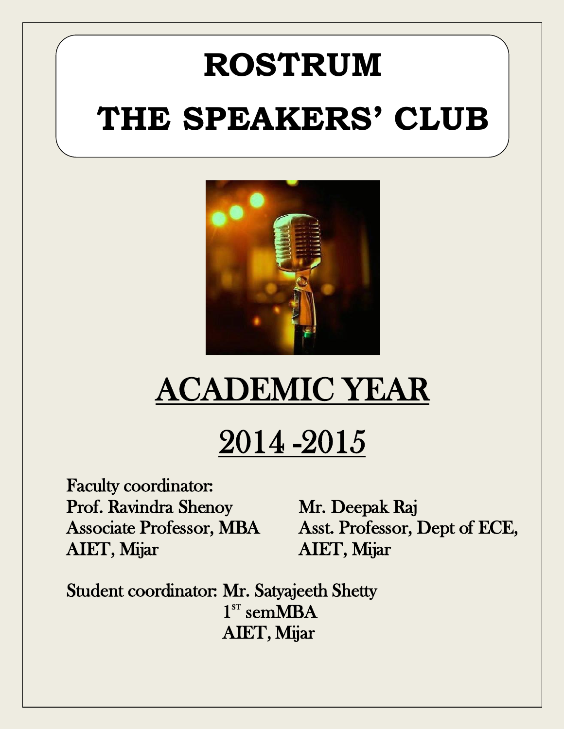# ROSTRUM

# THE SPEAKERS' CLUB

## ACADEMIC YEAR

## 2014 -2015

Faculty coordinator:

Prof. Ravindra Shenoy
Associate Professor, MBA
AIET, Mijar

Mr. Deepak Raj
Asst. Professor, Dept of ECE,
AIET, Mijar

Student coordinator: Mr. Satyajeeth Shetty
1[ST] semMBA
AIET, Mijar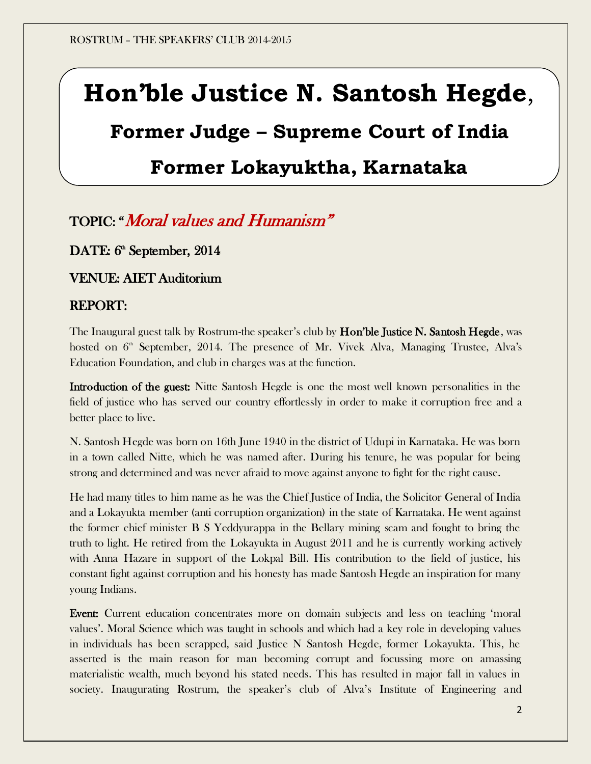# Hon'ble Justice N. Santosh Hegde,

## Former Judge – Supreme Court of India

## Former Lokayuktha, Karnataka

## TOPIC: "*Moral values and Humanism*"

## DATE: 6th September, 2014

## VENUE: AIET Auditorium

## REPORT:

The Inaugural guest talk by Rostrum-the speaker's club by **Hon'ble Justice N. Santosh Hegde**, was hosted on 6th September, 2014. The presence of Mr. Vivek Alva, Managing Trustee, Alva's Education Foundation, and club in charges was at the function.

**Introduction of the guest:** Nitte Santosh Hegde is one the most well known personalities in the field of justice who has served our country effortlessly in order to make it corruption free and a better place to live.

N. Santosh Hegde was born on 16th June 1940 in the district of Udupi in Karnataka. He was born in a town called Nitte, which he was named after. During his tenure, he was popular for being strong and determined and was never afraid to move against anyone to fight for the right cause.

He had many titles to him name as he was the Chief Justice of India, the Solicitor General of India and a Lokayukta member (anti corruption organization) in the state of Karnataka. He went against the former chief minister B S Yeddyurappa in the Bellary mining scam and fought to bring the truth to light. He retired from the Lokayukta in August 2011 and he is currently working actively with Anna Hazare in support of the Lokpal Bill. His contribution to the field of justice, his constant fight against corruption and his honesty has made Santosh Hegde an inspiration for many young Indians.

**Event:** Current education concentrates more on domain subjects and less on teaching 'moral values'. Moral Science which was taught in schools and which had a key role in developing values in individuals has been scrapped, said Justice N Santosh Hegde, former Lokayukta. This, he asserted is the main reason for man becoming corrupt and focussing more on amassing materialistic wealth, much beyond his stated needs. This has resulted in major fall in values in society. Inaugurating Rostrum, the speaker's club of Alva's Institute of Engineering and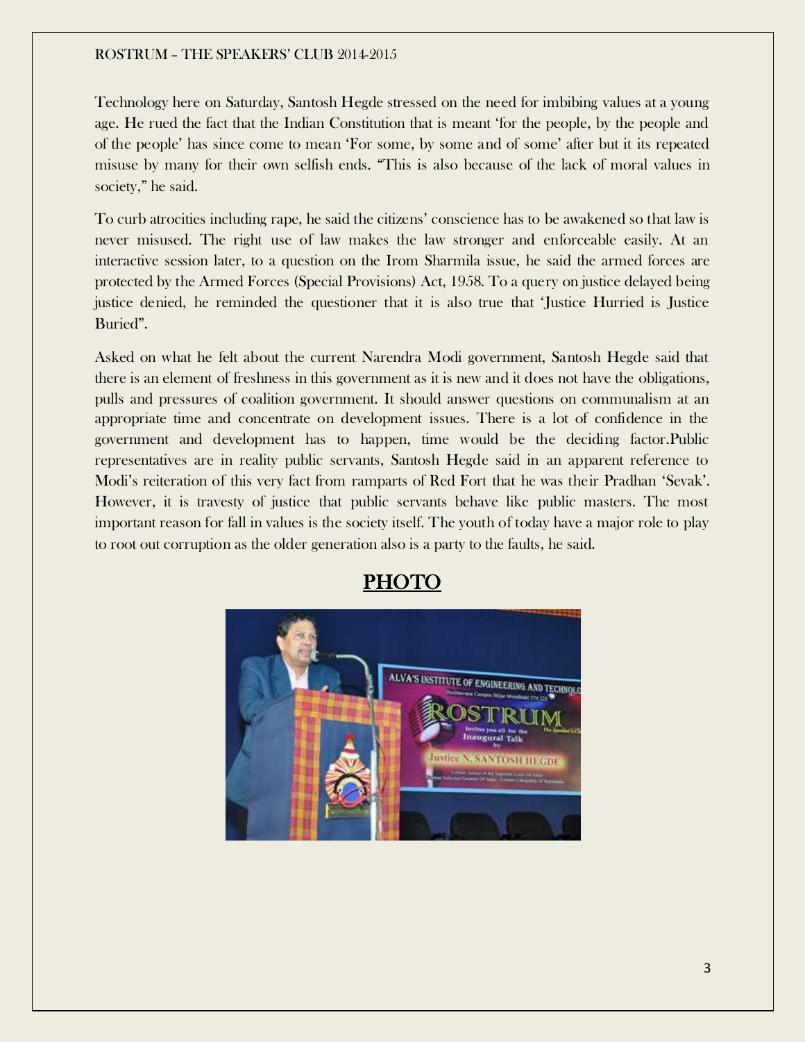Technology here on Saturday, Santosh Hegde stressed on the need for imbibing values at a young age. He rued the fact that the Indian Constitution that is meant 'for the people, by the people and of the people' has since come to mean 'For some, by some and of some' after but it its repeated misuse by many for their own selfish ends. "This is also because of the lack of moral values in society," he said.

To curb atrocities including rape, he said the citizens' conscience has to be awakened so that law is never misused. The right use of law makes the law stronger and enforceable easily. At an interactive session later, to a question on the Irom Sharmila issue, he said the armed forces are protected by the Armed Forces (Special Provisions) Act, 1958. To a query on justice delayed being justice denied, he reminded the questioner that it is also true that 'Justice Hurried is Justice Buried".

Asked on what he felt about the current Narendra Modi government, Santosh Hegde said that there is an element of freshness in this government as it is new and it does not have the obligations, pulls and pressures of coalition government. It should answer questions on communalism at an appropriate time and concentrate on development issues. There is a lot of confidence in the government and development has to happen, time would be the deciding factor.Public representatives are in reality public servants, Santosh Hegde said in an apparent reference to Modi's reiteration of this very fact from ramparts of Red Fort that he was their Pradhan 'Sevak'. However, it is travesty of justice that public servants behave like public masters. The most important reason for fall in values is the society itself. The youth of today have a major role to play to root out corruption as the older generation also is a party to the faults, he said.

## PHOTO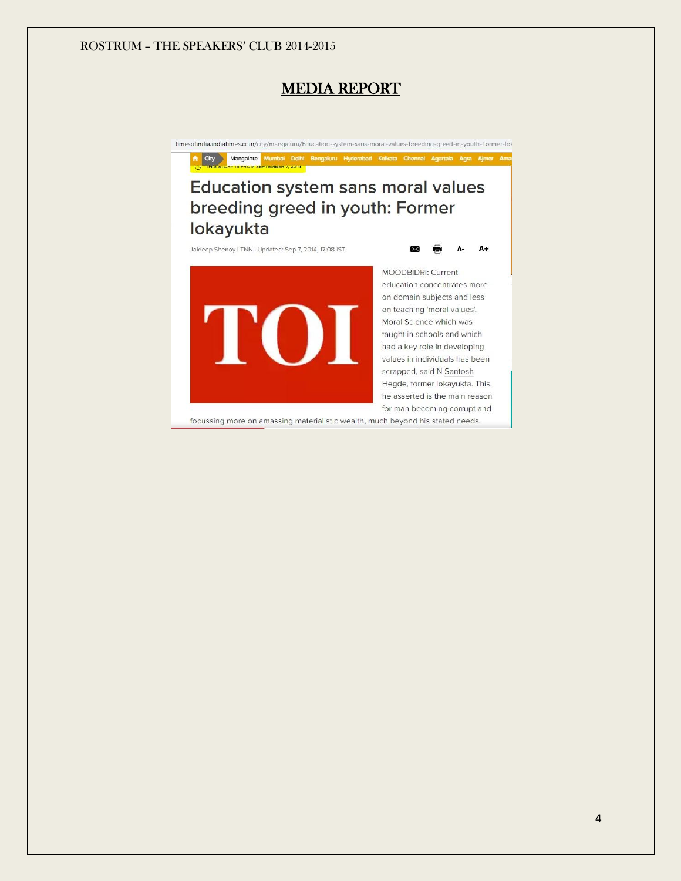## MEDIA REPORT

timesofindia.indiatimes.com/city/mangaluru/Education-system-sans-moral-values-breeding-greed-in-youth-Former-lok

City | Mangalore | Mumbai | Delhi | Bengaluru | Hyderabad | Kolkata | Chennai | Agartala | Agra | Ajmer | Ama

THIS STORY IS FROM SEPTEMBER 7, 2014

# Education system sans moral values breeding greed in youth: Former lokayukta

Jaideep Shenoy | TNN | Updated: Sep 7, 2014, 17:08 IST

TOI

MOODBIDRI: Current education concentrates more on domain subjects and less on teaching 'moral values'. Moral Science which was taught in schools and which had a key role in developing values in individuals has been scrapped, said N Santosh Hegde, former lokayukta. This, he asserted is the main reason for man becoming corrupt and focussing more on amassing materialistic wealth, much beyond his stated needs.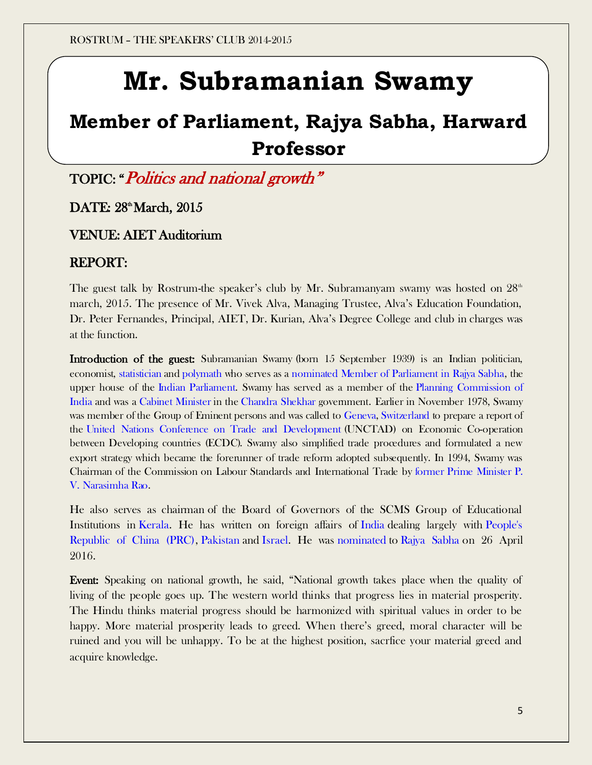# Mr. Subramanian Swamy

## Member of Parliament, Rajya Sabha, Harward Professor

### TOPIC: "*Politics and national growth*"

### DATE: 28th March, 2015

### VENUE: AIET Auditorium

### REPORT:

The guest talk by Rostrum-the speaker's club by Mr. Subramanyam swamy was hosted on 28th march, 2015. The presence of Mr. Vivek Alva, Managing Trustee, Alva's Education Foundation, Dr. Peter Fernandes, Principal, AIET, Dr. Kurian, Alva's Degree College and club in charges was at the function.

**Introduction of the guest:** Subramanian Swamy (born 15 September 1939) is an Indian politician, economist, statistician and polymath who serves as a nominated Member of Parliament in Rajya Sabha, the upper house of the Indian Parliament. Swamy has served as a member of the Planning Commission of India and was a Cabinet Minister in the Chandra Shekhar government. Earlier in November 1978, Swamy was member of the Group of Eminent persons and was called to Geneva, Switzerland to prepare a report of the United Nations Conference on Trade and Development (UNCTAD) on Economic Co-operation between Developing countries (ECDC). Swamy also simplified trade procedures and formulated a new export strategy which became the forerunner of trade reform adopted subsequently. In 1994, Swamy was Chairman of the Commission on Labour Standards and International Trade by former Prime Minister P. V. Narasimha Rao.

He also serves as chairman of the Board of Governors of the SCMS Group of Educational Institutions in Kerala. He has written on foreign affairs of India dealing largely with People's Republic of China (PRC), Pakistan and Israel. He was nominated to Rajya Sabha on 26 April 2016.

**Event:** Speaking on national growth, he said, "National growth takes place when the quality of living of the people goes up. The western world thinks that progress lies in material prosperity. The Hindu thinks material progress should be harmonized with spiritual values in order to be happy. More material prosperity leads to greed. When there's greed, moral character will be ruined and you will be unhappy. To be at the highest position, sacrfice your material greed and acquire knowledge.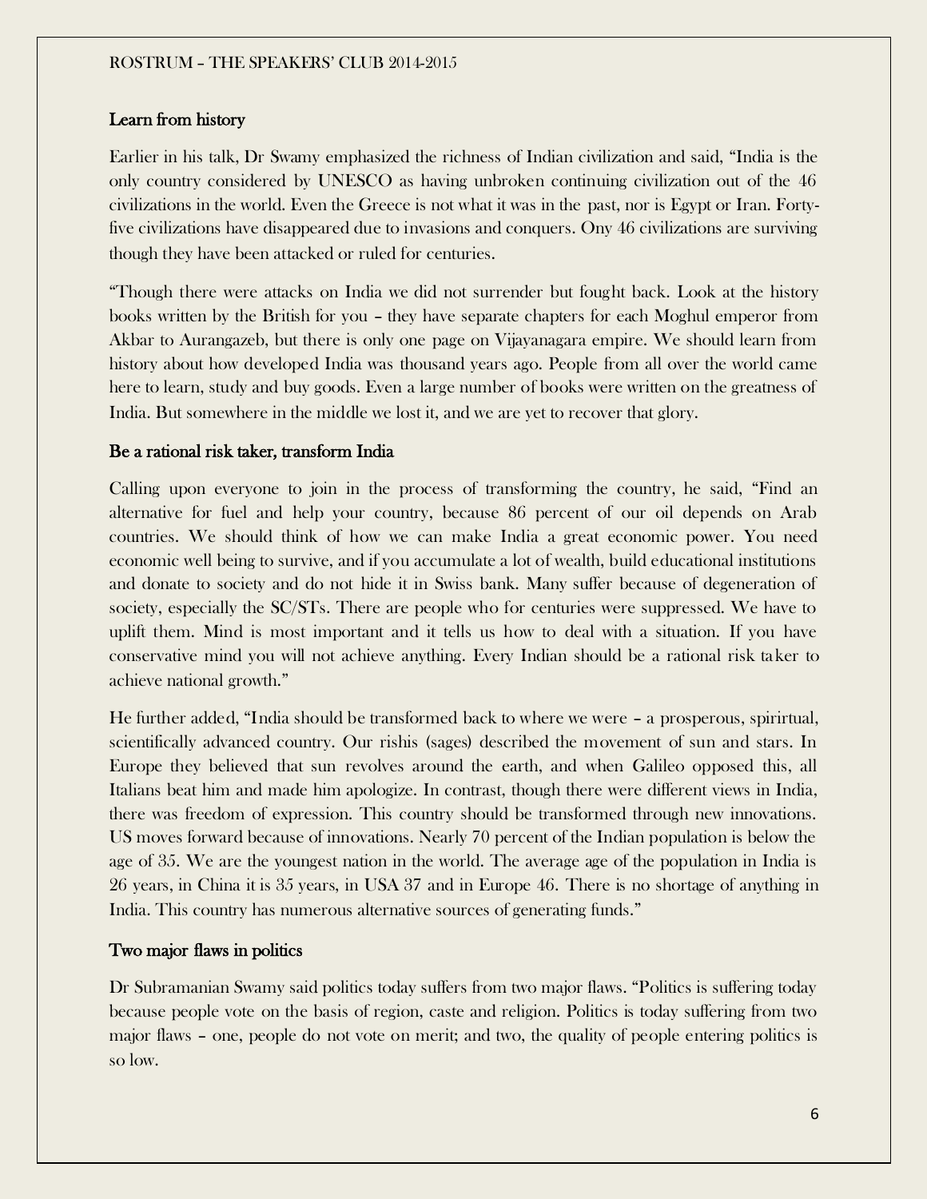## Learn from history

Earlier in his talk, Dr Swamy emphasized the richness of Indian civilization and said, "India is the only country considered by UNESCO as having unbroken continuing civilization out of the 46 civilizations in the world. Even the Greece is not what it was in the past, nor is Egypt or Iran. Forty-five civilizations have disappeared due to invasions and conquers. Ony 46 civilizations are surviving though they have been attacked or ruled for centuries.

"Though there were attacks on India we did not surrender but fought back. Look at the history books written by the British for you – they have separate chapters for each Moghul emperor from Akbar to Aurangazeb, but there is only one page on Vijayanagara empire. We should learn from history about how developed India was thousand years ago. People from all over the world came here to learn, study and buy goods. Even a large number of books were written on the greatness of India. But somewhere in the middle we lost it, and we are yet to recover that glory.

## Be a rational risk taker, transform India

Calling upon everyone to join in the process of transforming the country, he said, "Find an alternative for fuel and help your country, because 86 percent of our oil depends on Arab countries. We should think of how we can make India a great economic power. You need economic well being to survive, and if you accumulate a lot of wealth, build educational institutions and donate to society and do not hide it in Swiss bank. Many suffer because of degeneration of society, especially the SC/STs. There are people who for centuries were suppressed. We have to uplift them. Mind is most important and it tells us how to deal with a situation. If you have conservative mind you will not achieve anything. Every Indian should be a rational risk taker to achieve national growth."

He further added, "India should be transformed back to where we were – a prosperous, spirirtual, scientifically advanced country. Our rishis (sages) described the movement of sun and stars. In Europe they believed that sun revolves around the earth, and when Galileo opposed this, all Italians beat him and made him apologize. In contrast, though there were different views in India, there was freedom of expression. This country should be transformed through new innovations. US moves forward because of innovations. Nearly 70 percent of the Indian population is below the age of 35. We are the youngest nation in the world. The average age of the population in India is 26 years, in China it is 35 years, in USA 37 and in Europe 46. There is no shortage of anything in India. This country has numerous alternative sources of generating funds."

## Two major flaws in politics

Dr Subramanian Swamy said politics today suffers from two major flaws. "Politics is suffering today because people vote on the basis of region, caste and religion. Politics is today suffering from two major flaws – one, people do not vote on merit; and two, the quality of people entering politics is so low.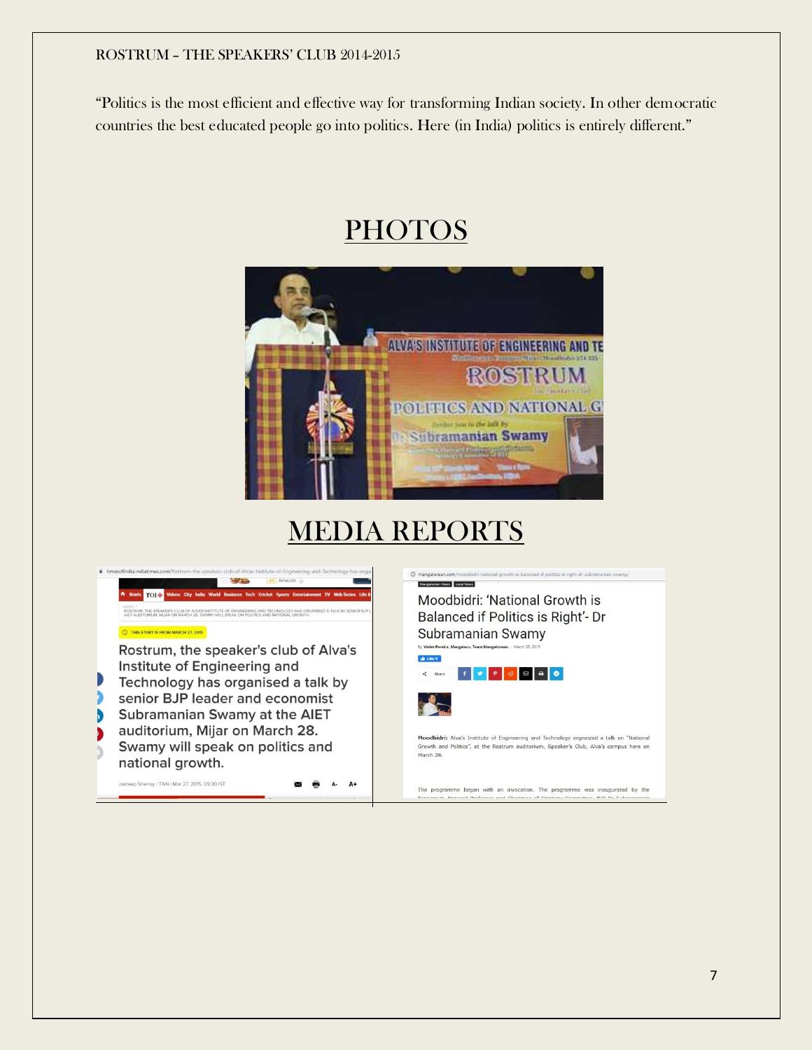"Politics is the most efficient and effective way for transforming Indian society. In other democratic countries the best educated people go into politics. Here (in India) politics is entirely different."

# PHOTOS

# MEDIA REPORTS